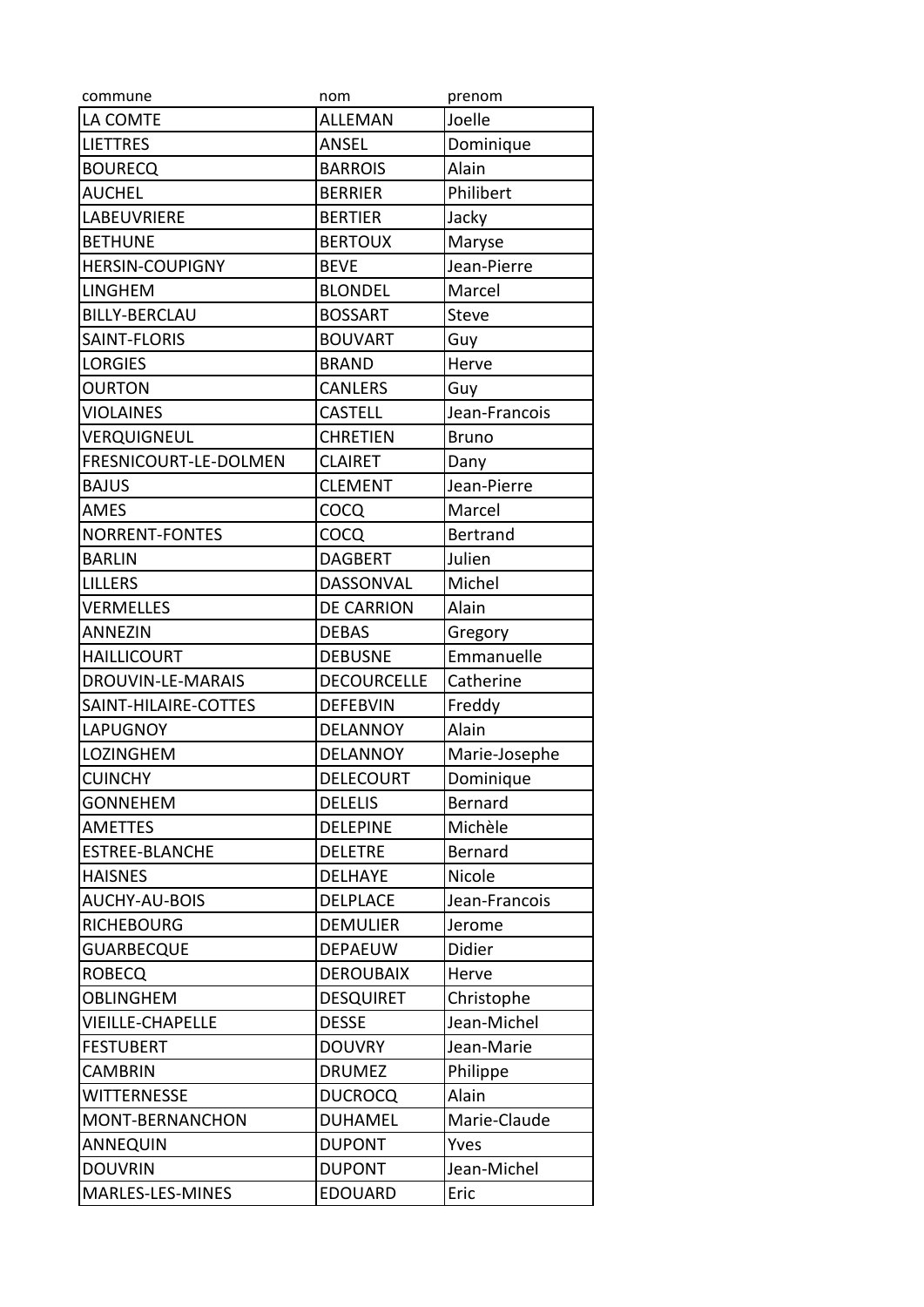| commune | nom | prenom |
|---|---|---|
| LA COMTE | ALLEMAN | Joelle |
| LIETTRES | ANSEL | Dominique |
| BOURECQ | BARROIS | Alain |
| AUCHEL | BERRIER | Philibert |
| LABEUVRIERE | BERTIER | Jacky |
| BETHUNE | BERTOUX | Maryse |
| HERSIN-COUPIGNY | BEVE | Jean-Pierre |
| LINGHEM | BLONDEL | Marcel |
| BILLY-BERCLAU | BOSSART | Steve |
| SAINT-FLORIS | BOUVART | Guy |
| LORGIES | BRAND | Herve |
| OURTON | CANLERS | Guy |
| VIOLAINES | CASTELL | Jean-Francois |
| VERQUIGNEUL | CHRETIEN | Bruno |
| FRESNICOURT-LE-DOLMEN | CLAIRET | Dany |
| BAJUS | CLEMENT | Jean-Pierre |
| AMES | COCQ | Marcel |
| NORRENT-FONTES | COCQ | Bertrand |
| BARLIN | DAGBERT | Julien |
| LILLERS | DASSONVAL | Michel |
| VERMELLES | DE CARRION | Alain |
| ANNEZIN | DEBAS | Gregory |
| HAILLICOURT | DEBUSNE | Emmanuelle |
| DROUVIN-LE-MARAIS | DECOURCELLE | Catherine |
| SAINT-HILAIRE-COTTES | DEFEBVIN | Freddy |
| LAPUGNOY | DELANNOY | Alain |
| LOZINGHEM | DELANNOY | Marie-Josephe |
| CUINCHY | DELECOURT | Dominique |
| GONNEHEM | DELELIS | Bernard |
| AMETTES | DELEPINE | Michèle |
| ESTREE-BLANCHE | DELETRE | Bernard |
| HAISNES | DELHAYE | Nicole |
| AUCHY-AU-BOIS | DELPLACE | Jean-Francois |
| RICHEBOURG | DEMULIER | Jerome |
| GUARBECQUE | DEPAEUW | Didier |
| ROBECQ | DEROUBAIX | Herve |
| OBLINGHEM | DESQUIRET | Christophe |
| VIEILLE-CHAPELLE | DESSE | Jean-Michel |
| FESTUBERT | DOUVRY | Jean-Marie |
| CAMBRIN | DRUMEZ | Philippe |
| WITTERNESSE | DUCROCQ | Alain |
| MONT-BERNANCHON | DUHAMEL | Marie-Claude |
| ANNEQUIN | DUPONT | Yves |
| DOUVRIN | DUPONT | Jean-Michel |
| MARLES-LES-MINES | EDOUARD | Eric |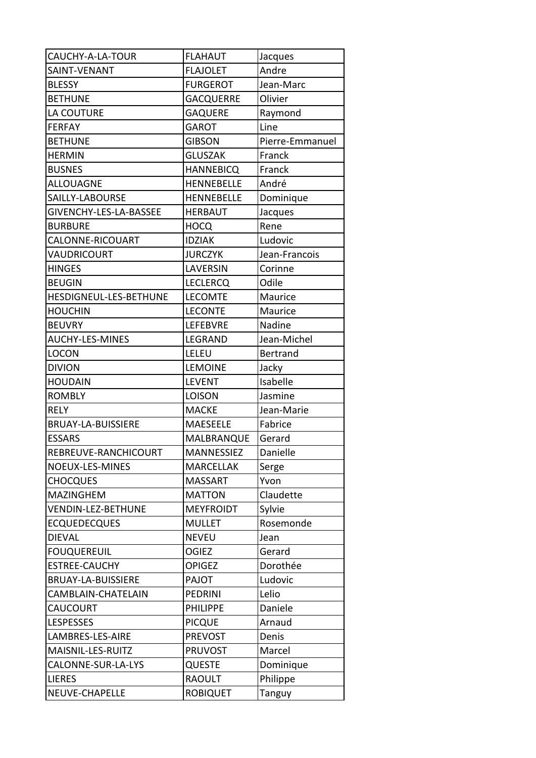| CAUCHY-A-LA-TOUR | FLAHAUT | Jacques |
|---|---|---|
| SAINT-VENANT | FLAJOLET | Andre |
| BLESSY | FURGEROT | Jean-Marc |
| BETHUNE | GACQUERRE | Olivier |
| LA COUTURE | GAQUERE | Raymond |
| FERFAY | GAROT | Line |
| BETHUNE | GIBSON | Pierre-Emmanuel |
| HERMIN | GLUSZAK | Franck |
| BUSNES | HANNEBICQ | Franck |
| ALLOUAGNE | HENNEBELLE | André |
| SAILLY-LABOURSE | HENNEBELLE | Dominique |
| GIVENCHY-LES-LA-BASSEE | HERBAUT | Jacques |
| BURBURE | HOCQ | Rene |
| CALONNE-RICOUART | IDZIAK | Ludovic |
| VAUDRICOURT | JURCZYK | Jean-Francois |
| HINGES | LAVERSIN | Corinne |
| BEUGIN | LECLERCQ | Odile |
| HESDIGNEUL-LES-BETHUNE | LECOMTE | Maurice |
| HOUCHIN | LECONTE | Maurice |
| BEUVRY | LEFEBVRE | Nadine |
| AUCHY-LES-MINES | LEGRAND | Jean-Michel |
| LOCON | LELEU | Bertrand |
| DIVION | LEMOINE | Jacky |
| HOUDAIN | LEVENT | Isabelle |
| ROMBLY | LOISON | Jasmine |
| RELY | MACKE | Jean-Marie |
| BRUAY-LA-BUISSIERE | MAESEELE | Fabrice |
| ESSARS | MALBRANQUE | Gerard |
| REBREUVE-RANCHICOURT | MANNESSIEZ | Danielle |
| NOEUX-LES-MINES | MARCELLAK | Serge |
| CHOCQUES | MASSART | Yvon |
| MAZINGHEM | MATTON | Claudette |
| VENDIN-LEZ-BETHUNE | MEYFROIDT | Sylvie |
| ECQUEDECQUES | MULLET | Rosemonde |
| DIEVAL | NEVEU | Jean |
| FOUQUEREUIL | OGIEZ | Gerard |
| ESTREE-CAUCHY | OPIGEZ | Dorothée |
| BRUAY-LA-BUISSIERE | PAJOT | Ludovic |
| CAMBLAIN-CHATELAIN | PEDRINI | Lelio |
| CAUCOURT | PHILIPPE | Daniele |
| LESPESSES | PICQUE | Arnaud |
| LAMBRES-LES-AIRE | PREVOST | Denis |
| MAISNIL-LES-RUITZ | PRUVOST | Marcel |
| CALONNE-SUR-LA-LYS | QUESTE | Dominique |
| LIERES | RAOULT | Philippe |
| NEUVE-CHAPELLE | ROBIQUET | Tanguy |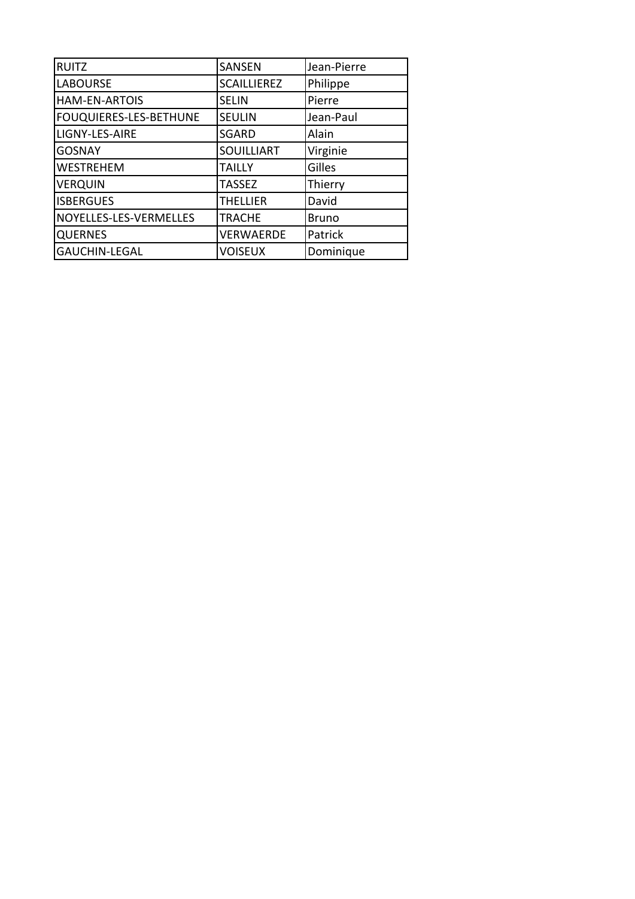| | | |
|---|---|---|
| RUITZ | SANSEN | Jean-Pierre |
| LABOURSE | SCAILLIEREZ | Philippe |
| HAM-EN-ARTOIS | SELIN | Pierre |
| FOUQUIERES-LES-BETHUNE | SEULIN | Jean-Paul |
| LIGNY-LES-AIRE | SGARD | Alain |
| GOSNAY | SOUILLIART | Virginie |
| WESTREHEM | TAILLY | Gilles |
| VERQUIN | TASSEZ | Thierry |
| ISBERGUES | THELLIER | David |
| NOYELLES-LES-VERMELLES | TRACHE | Bruno |
| QUERNES | VERWAERDE | Patrick |
| GAUCHIN-LEGAL | VOISEUX | Dominique |